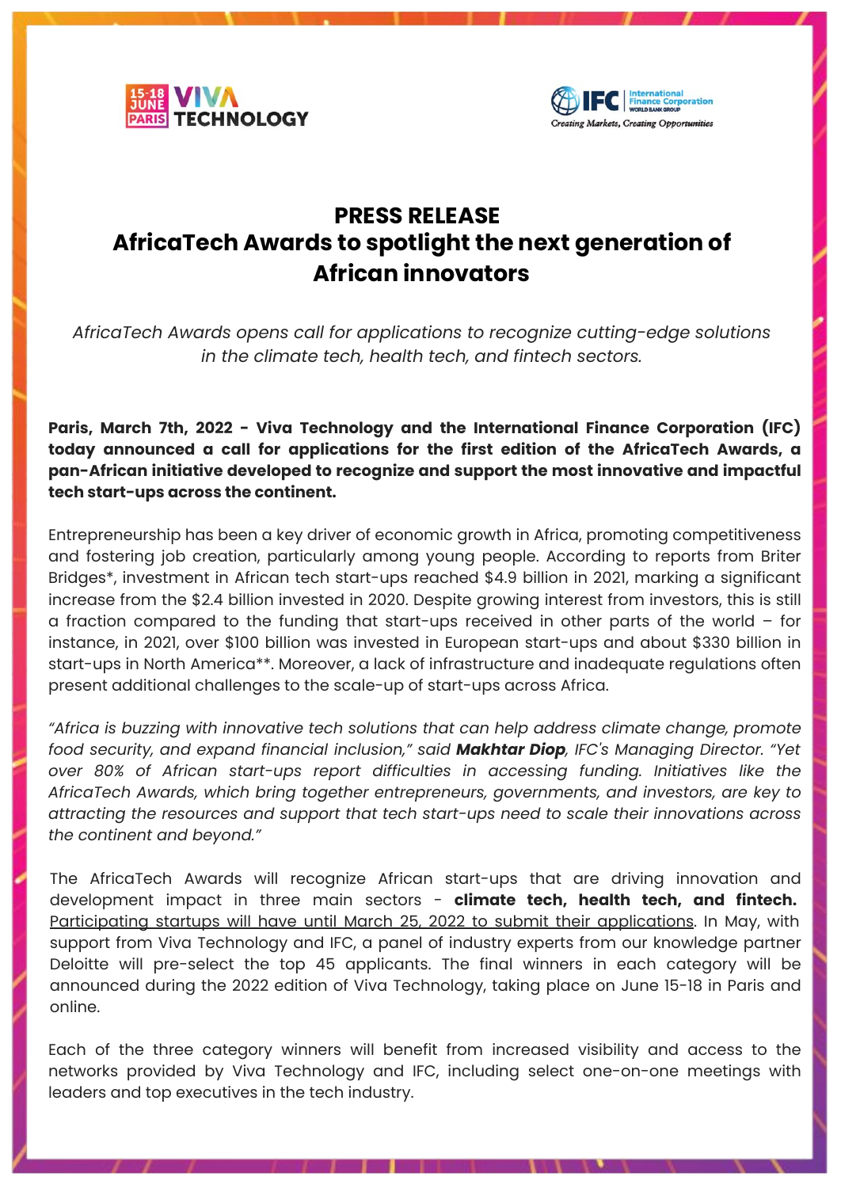# PRESS RELEASE
# AfricaTech Awards to spotlight the next generation of African innovators

*AfricaTech Awards opens call for applications to recognize cutting-edge solutions in the climate tech, health tech, and fintech sectors.*

**Paris, March 7th, 2022 - Viva Technology and the International Finance Corporation (IFC) today announced a call for applications for the first edition of the AfricaTech Awards, a pan-African initiative developed to recognize and support the most innovative and impactful tech start-ups across the continent.**

Entrepreneurship has been a key driver of economic growth in Africa, promoting competitiveness and fostering job creation, particularly among young people. According to reports from Briter Bridges*, investment in African tech start-ups reached $4.9 billion in 2021, marking a significant increase from the $2.4 billion invested in 2020. Despite growing interest from investors, this is still a fraction compared to the funding that start-ups received in other parts of the world – for instance, in 2021, over $100 billion was invested in European start-ups and about $330 billion in start-ups in North America**. Moreover, a lack of infrastructure and inadequate regulations often present additional challenges to the scale-up of start-ups across Africa.

*"Africa is buzzing with innovative tech solutions that can help address climate change, promote food security, and expand financial inclusion," said **Makhtar Diop**, IFC's Managing Director. "Yet over 80% of African start-ups report difficulties in accessing funding. Initiatives like the AfricaTech Awards, which bring together entrepreneurs, governments, and investors, are key to attracting the resources and support that tech start-ups need to scale their innovations across the continent and beyond."*

The AfricaTech Awards will recognize African start-ups that are driving innovation and development impact in three main sectors - **climate tech, health tech, and fintech.** Participating startups will have until March 25, 2022 to submit their applications. In May, with support from Viva Technology and IFC, a panel of industry experts from our knowledge partner Deloitte will pre-select the top 45 applicants. The final winners in each category will be announced during the 2022 edition of Viva Technology, taking place on June 15-18 in Paris and online.

Each of the three category winners will benefit from increased visibility and access to the networks provided by Viva Technology and IFC, including select one-on-one meetings with leaders and top executives in the tech industry.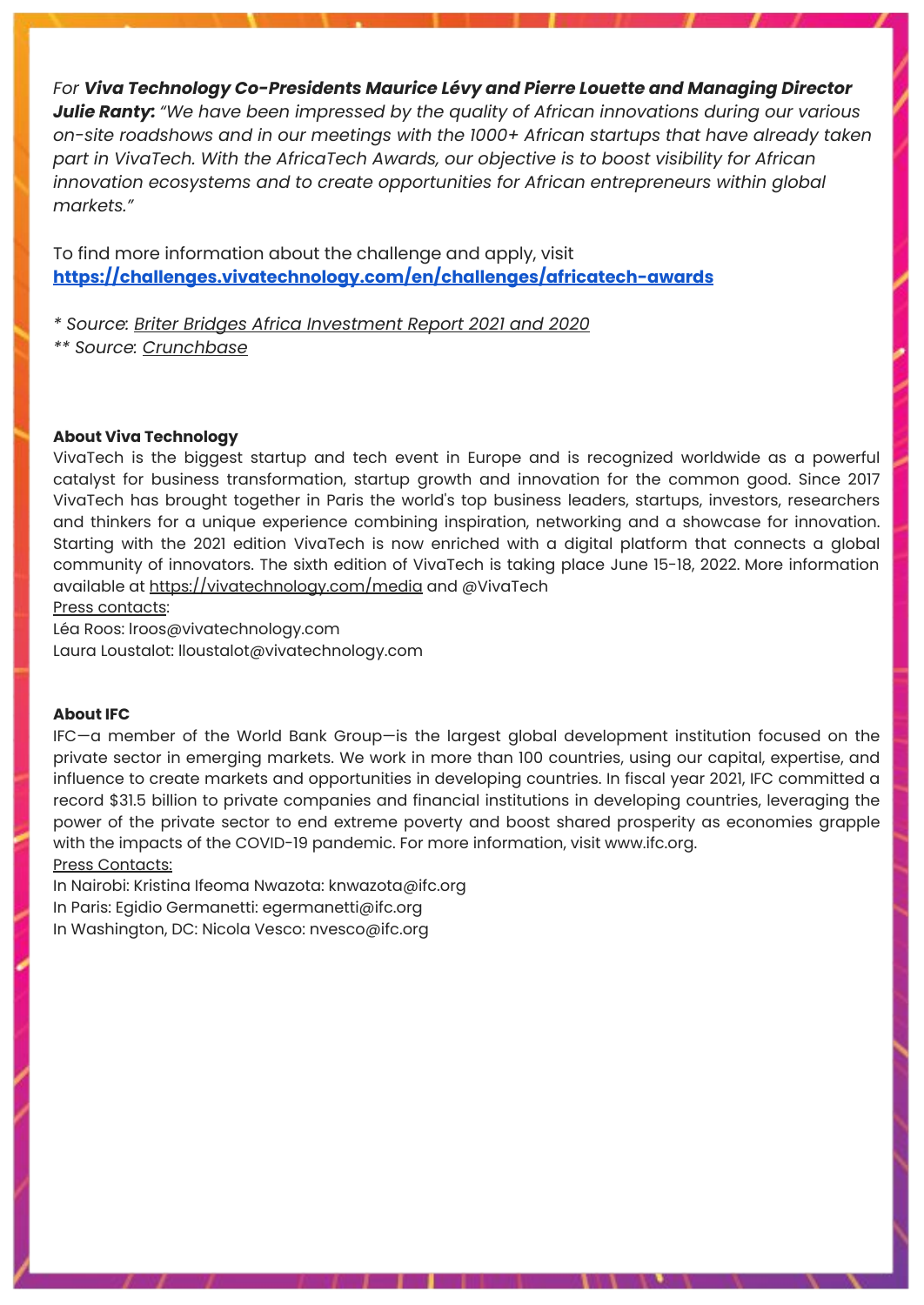*For **Viva Technology Co-Presidents Maurice Lévy and Pierre Louette and Managing Director Julie Ranty:** "We have been impressed by the quality of African innovations during our various on-site roadshows and in our meetings with the 1000+ African startups that have already taken part in VivaTech. With the AfricaTech Awards, our objective is to boost visibility for African innovation ecosystems and to create opportunities for African entrepreneurs within global markets."*

To find more information about the challenge and apply, visit **https://challenges.vivatechnology.com/en/challenges/africatech-awards**

*\* Source: Briter Bridges Africa Investment Report 2021 and 2020*
*\*\* Source: Crunchbase*

**About Viva Technology**

VivaTech is the biggest startup and tech event in Europe and is recognized worldwide as a powerful catalyst for business transformation, startup growth and innovation for the common good. Since 2017 VivaTech has brought together in Paris the world's top business leaders, startups, investors, researchers and thinkers for a unique experience combining inspiration, networking and a showcase for innovation. Starting with the 2021 edition VivaTech is now enriched with a digital platform that connects a global community of innovators. The sixth edition of VivaTech is taking place June 15-18, 2022. More information available at https://vivatechnology.com/media and @VivaTech

Press contacts:
Léa Roos: lroos@vivatechnology.com
Laura Loustalot: lloustalot@vivatechnology.com

**About IFC**

IFC—a member of the World Bank Group—is the largest global development institution focused on the private sector in emerging markets. We work in more than 100 countries, using our capital, expertise, and influence to create markets and opportunities in developing countries. In fiscal year 2021, IFC committed a record $31.5 billion to private companies and financial institutions in developing countries, leveraging the power of the private sector to end extreme poverty and boost shared prosperity as economies grapple with the impacts of the COVID-19 pandemic. For more information, visit www.ifc.org.

Press Contacts:
In Nairobi: Kristina Ifeoma Nwazota: knwazota@ifc.org
In Paris: Egidio Germanetti: egermanetti@ifc.org
In Washington, DC: Nicola Vesco: nvesco@ifc.org